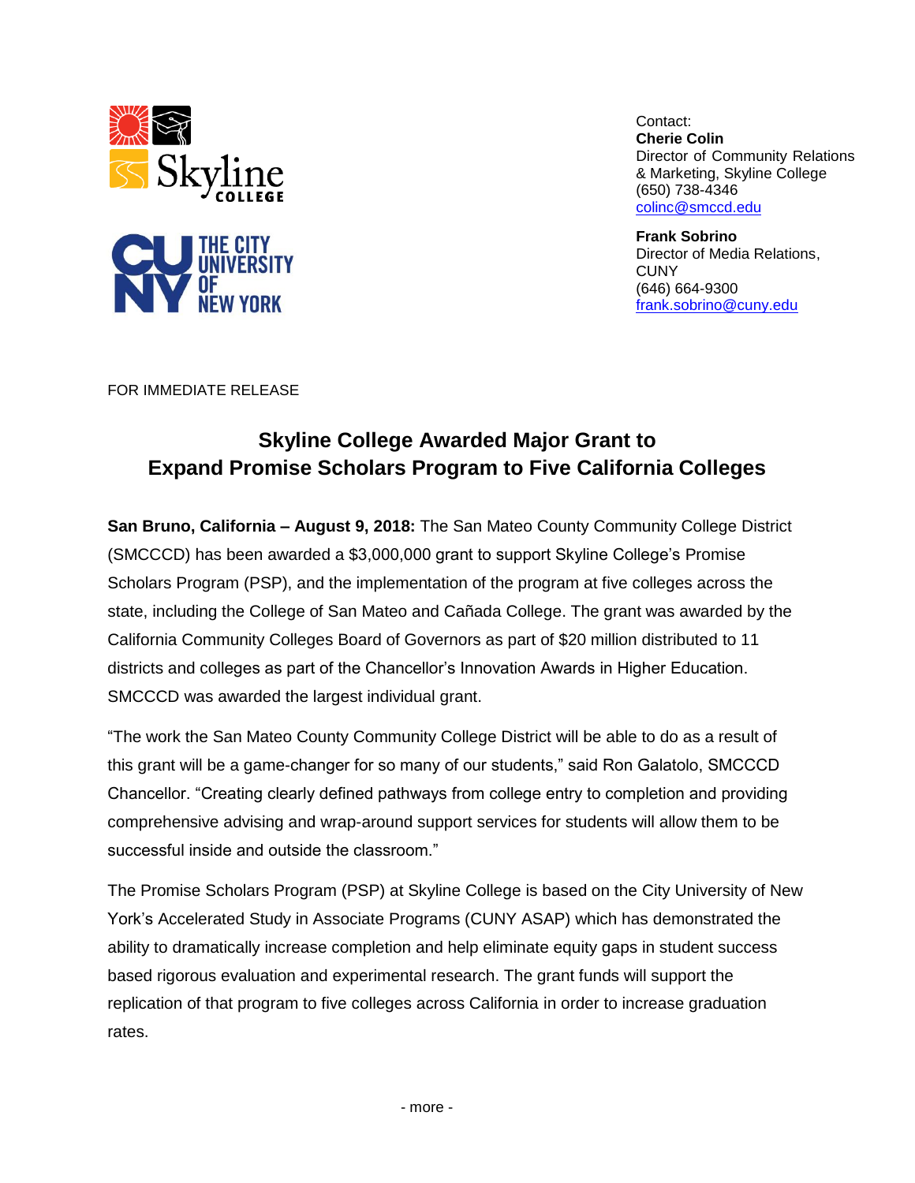Contact:
**Cherie Colin**
Director of Community Relations & Marketing, Skyline College
(650) 738-4346
colinc@smccd.edu

**Frank Sobrino**
Director of Media Relations, CUNY
(646) 664-9300
frank.sobrino@cuny.edu

FOR IMMEDIATE RELEASE

# Skyline College Awarded Major Grant to Expand Promise Scholars Program to Five California Colleges

**San Bruno, California – August 9, 2018:** The San Mateo County Community College District (SMCCCD) has been awarded a $3,000,000 grant to support Skyline College's Promise Scholars Program (PSP), and the implementation of the program at five colleges across the state, including the College of San Mateo and Cañada College. The grant was awarded by the California Community Colleges Board of Governors as part of $20 million distributed to 11 districts and colleges as part of the Chancellor's Innovation Awards in Higher Education. SMCCCD was awarded the largest individual grant.

"The work the San Mateo County Community College District will be able to do as a result of this grant will be a game-changer for so many of our students," said Ron Galatolo, SMCCCD Chancellor. "Creating clearly defined pathways from college entry to completion and providing comprehensive advising and wrap-around support services for students will allow them to be successful inside and outside the classroom."

The Promise Scholars Program (PSP) at Skyline College is based on the City University of New York's Accelerated Study in Associate Programs (CUNY ASAP) which has demonstrated the ability to dramatically increase completion and help eliminate equity gaps in student success based rigorous evaluation and experimental research. The grant funds will support the replication of that program to five colleges across California in order to increase graduation rates.

- more -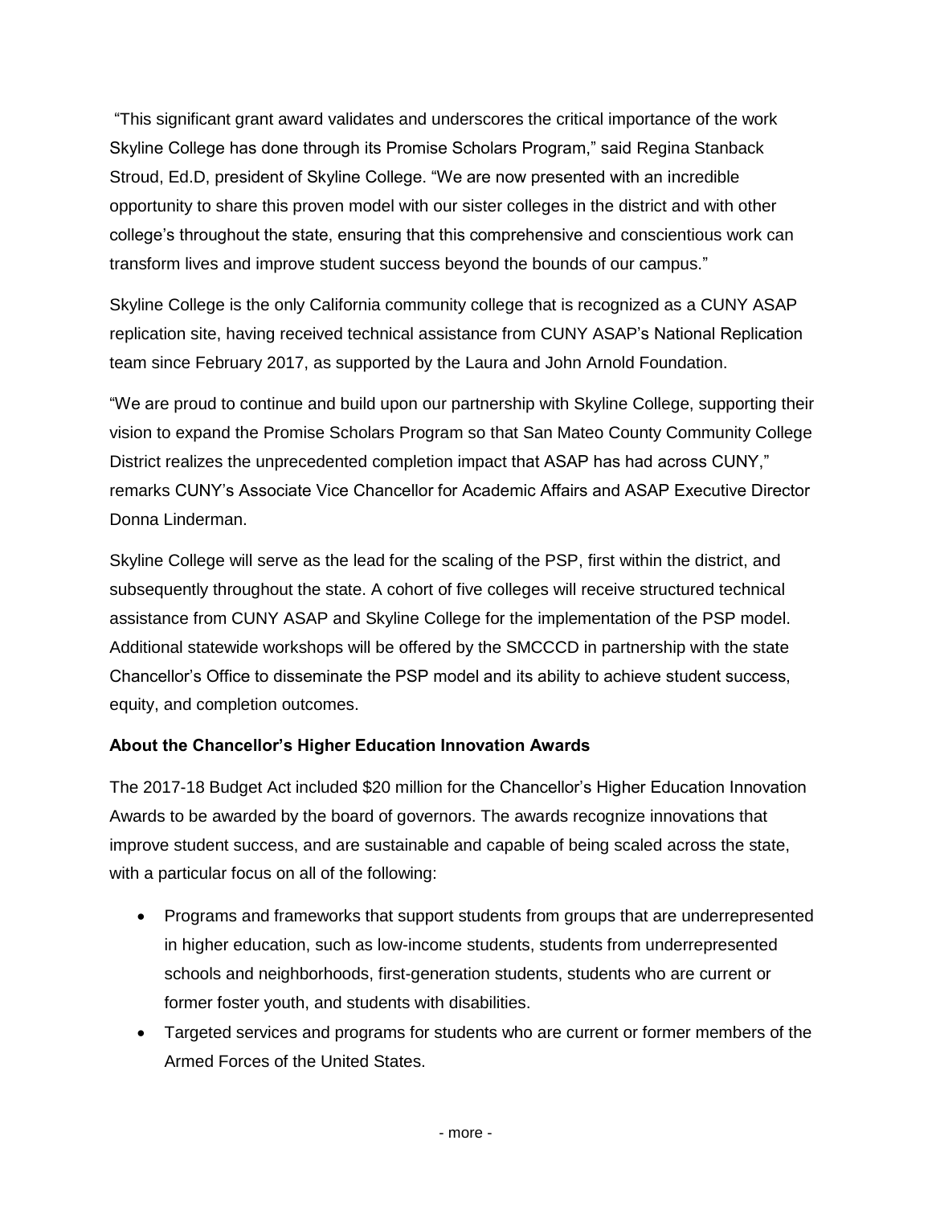"This significant grant award validates and underscores the critical importance of the work Skyline College has done through its Promise Scholars Program," said Regina Stanback Stroud, Ed.D, president of Skyline College. "We are now presented with an incredible opportunity to share this proven model with our sister colleges in the district and with other college's throughout the state, ensuring that this comprehensive and conscientious work can transform lives and improve student success beyond the bounds of our campus."

Skyline College is the only California community college that is recognized as a CUNY ASAP replication site, having received technical assistance from CUNY ASAP's National Replication team since February 2017, as supported by the Laura and John Arnold Foundation.

"We are proud to continue and build upon our partnership with Skyline College, supporting their vision to expand the Promise Scholars Program so that San Mateo County Community College District realizes the unprecedented completion impact that ASAP has had across CUNY," remarks CUNY's Associate Vice Chancellor for Academic Affairs and ASAP Executive Director Donna Linderman.

Skyline College will serve as the lead for the scaling of the PSP, first within the district, and subsequently throughout the state. A cohort of five colleges will receive structured technical assistance from CUNY ASAP and Skyline College for the implementation of the PSP model. Additional statewide workshops will be offered by the SMCCCD in partnership with the state Chancellor's Office to disseminate the PSP model and its ability to achieve student success, equity, and completion outcomes.

**About the Chancellor's Higher Education Innovation Awards**

The 2017-18 Budget Act included $20 million for the Chancellor's Higher Education Innovation Awards to be awarded by the board of governors. The awards recognize innovations that improve student success, and are sustainable and capable of being scaled across the state, with a particular focus on all of the following:

- Programs and frameworks that support students from groups that are underrepresented in higher education, such as low-income students, students from underrepresented schools and neighborhoods, first-generation students, students who are current or former foster youth, and students with disabilities.
- Targeted services and programs for students who are current or former members of the Armed Forces of the United States.

- more -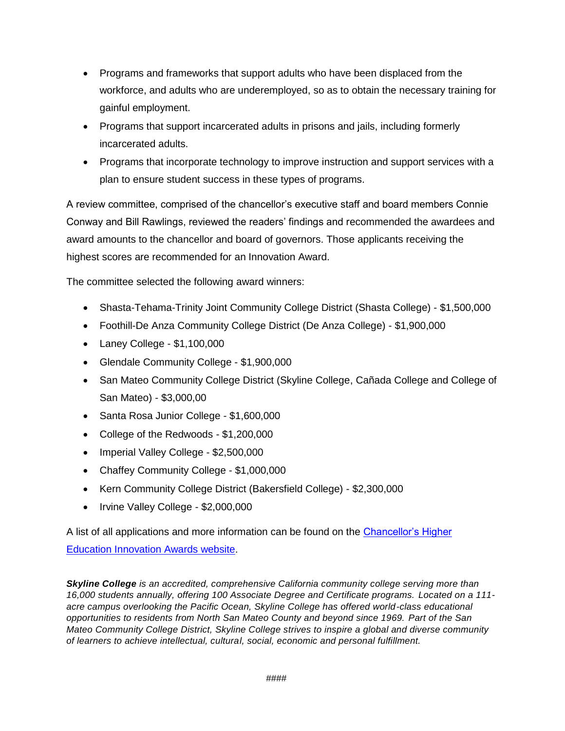- Programs and frameworks that support adults who have been displaced from the workforce, and adults who are underemployed, so as to obtain the necessary training for gainful employment.
- Programs that support incarcerated adults in prisons and jails, including formerly incarcerated adults.
- Programs that incorporate technology to improve instruction and support services with a plan to ensure student success in these types of programs.

A review committee, comprised of the chancellor's executive staff and board members Connie Conway and Bill Rawlings, reviewed the readers' findings and recommended the awardees and award amounts to the chancellor and board of governors. Those applicants receiving the highest scores are recommended for an Innovation Award.

The committee selected the following award winners:

- Shasta-Tehama-Trinity Joint Community College District (Shasta College) - $1,500,000
- Foothill-De Anza Community College District (De Anza College) - $1,900,000
- Laney College - $1,100,000
- Glendale Community College - $1,900,000
- San Mateo Community College District (Skyline College, Cañada College and College of San Mateo) - $3,000,00
- Santa Rosa Junior College - $1,600,000
- College of the Redwoods - $1,200,000
- Imperial Valley College - $2,500,000
- Chaffey Community College - $1,000,000
- Kern Community College District (Bakersfield College) - $2,300,000
- Irvine Valley College - $2,000,000

A list of all applications and more information can be found on the [Chancellor's Higher Education Innovation Awards website](#).

***Skyline College*** *is an accredited, comprehensive California community college serving more than 16,000 students annually, offering 100 Associate Degree and Certificate programs. Located on a 111-acre campus overlooking the Pacific Ocean, Skyline College has offered world-class educational opportunities to residents from North San Mateo County and beyond since 1969. Part of the San Mateo Community College District, Skyline College strives to inspire a global and diverse community of learners to achieve intellectual, cultural, social, economic and personal fulfillment.*

####